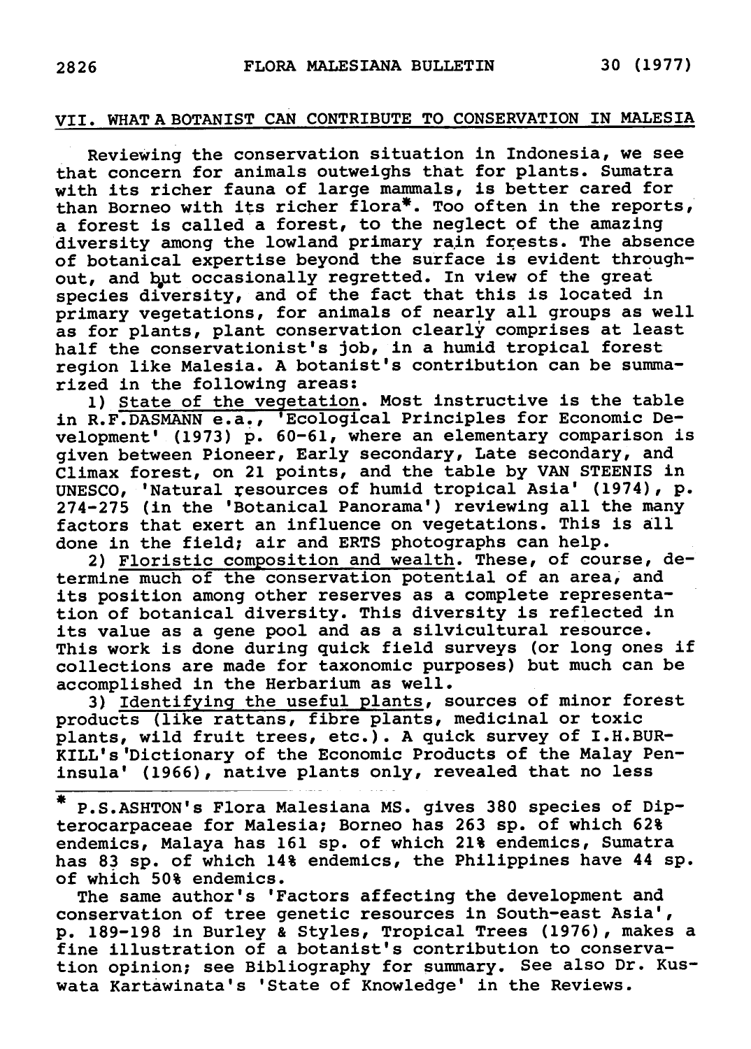## VII. WHAT A BOTANIST CAN CONTRIBUTE TO CONSERVATION IN MALESIA

Reviewing the conservation situation in Indonesia, we see that concern for animals outweighs that for plants. Sumatra with its richer fauna of large mammals, is better cared for than Borneo with its richer flora*. Too often in the reports, a forest is called a forest, to the neglect of the amazing diversity among the lowland primary rain forests. The absence of botanical expertise beyond the surface is evident throughout, and but occasionally regretted. In view of the great species diversity, and of the fact that this is located in primary vegetations, for animals of nearly all groups as well as for plants, plant conservation clearly comprises at least half the conservationist's job, in a humid tropical forest region like Malesia. A botanist's contribution can be summarized in the following areas:

1) State of the vegetation. Most instructive is the table in R.F.DASMANN e.a., 'Ecological Principles for Economic Development' (1973) p. 60-61, where an elementary comparison is given between Pioneer, Early secondary, Late secondary, and Climax forest, on 21 points, and the table by VAN STEENIS in UNESCO, 'Natural resources of humid tropical Asia' (1974), p. 274-275 (in the 'Botanical Panorama') reviewing all the many factors that exert an influence on vegetations. This is all done in the field; air and ERTS photographs can help.

2) Floristic composition and wealth. These, of course, determine much of the conservation potential of an area, and its position among other reserves as a complete representation of botanical diversity. This diversity is reflected in its value as a gene pool and as a silvicultural resource. This work is done during quick field surveys (or long ones if collections are made for taxonomic purposes) but much can be accomplished in the Herbarium as well.

3) Identifying the useful plants, sources of minor forest products (like rattans, fibre plants, medicinal or toxic plants, wild fruit trees, etc.). A quick survey of I.H.BURKILL's 'Dictionary of the Economic Products of the Malay Peninsula' (1966), native plants only, revealed that no less

---

\* P.S.ASHTON's Flora Malesiana MS. gives 380 species of Dipterocarpaceae for Malesia; Borneo has 263 sp. of which 62% endemics, Malaya has 161 sp. of which 21% endemics, Sumatra has 83 sp. of which 14% endemics, the Philippines have 44 sp. of which 50% endemics.

The same author's 'Factors affecting the development and conservation of tree genetic resources in South-east Asia', p. 189-198 in Burley & Styles, Tropical Trees (1976), makes a fine illustration of a botanist's contribution to conservation opinion; see Bibliography for summary. See also Dr. Kuswata Kartawinata's 'State of Knowledge' in the Reviews.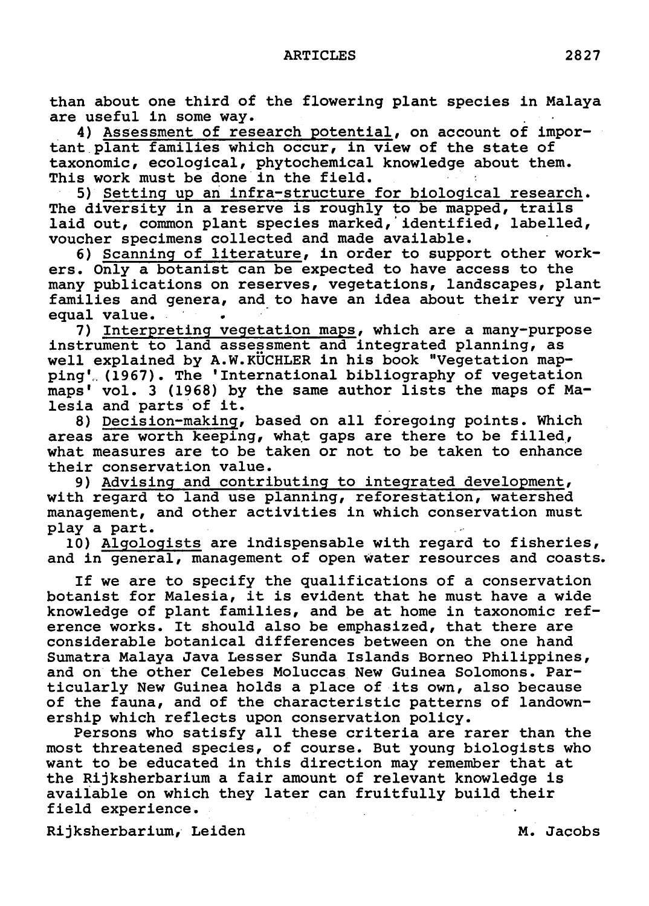than about one third of the flowering plant species in Malaya are useful in some way.

4) Assessment of research potential, on account of important plant families which occur, in view of the state of taxonomic, ecological, phytochemical knowledge about them. This work must be done in the field.

5) Setting up an infra-structure for biological research. The diversity in a reserve is roughly to be mapped, trails laid out, common plant species marked, identified, labelled, voucher specimens collected and made available.

6) Scanning of literature, in order to support other workers. Only a botanist can be expected to have access to the many publications on reserves, vegetations, landscapes, plant families and genera, and to have an idea about their very unequal value.

7) Interpreting vegetation maps, which are a many-purpose instrument to land assessment and integrated planning, as well explained by A.W.KÜCHLER in his book "Vegetation mapping' (1967). The 'International bibliography of vegetation maps' vol. 3 (1968) by the same author lists the maps of Malesia and parts of it.

8) Decision-making, based on all foregoing points. Which areas are worth keeping, what gaps are there to be filled, what measures are to be taken or not to be taken to enhance their conservation value.

9) Advising and contributing to integrated development, with regard to land use planning, reforestation, watershed management, and other activities in which conservation must play a part.

10) Algologists are indispensable with regard to fisheries, and in general, management of open water resources and coasts.

If we are to specify the qualifications of a conservation botanist for Malesia, it is evident that he must have a wide knowledge of plant families, and be at home in taxonomic reference works. It should also be emphasized, that there are considerable botanical differences between on the one hand Sumatra Malaya Java Lesser Sunda Islands Borneo Philippines, and on the other Celebes Moluccas New Guinea Solomons. Particularly New Guinea holds a place of its own, also because of the fauna, and of the characteristic patterns of landownership which reflects upon conservation policy.

Persons who satisfy all these criteria are rarer than the most threatened species, of course. But young biologists who want to be educated in this direction may remember that at the Rijksherbarium a fair amount of relevant knowledge is available on which they later can fruitfully build their field experience.

Rijksherbarium, Leiden

M. Jacobs